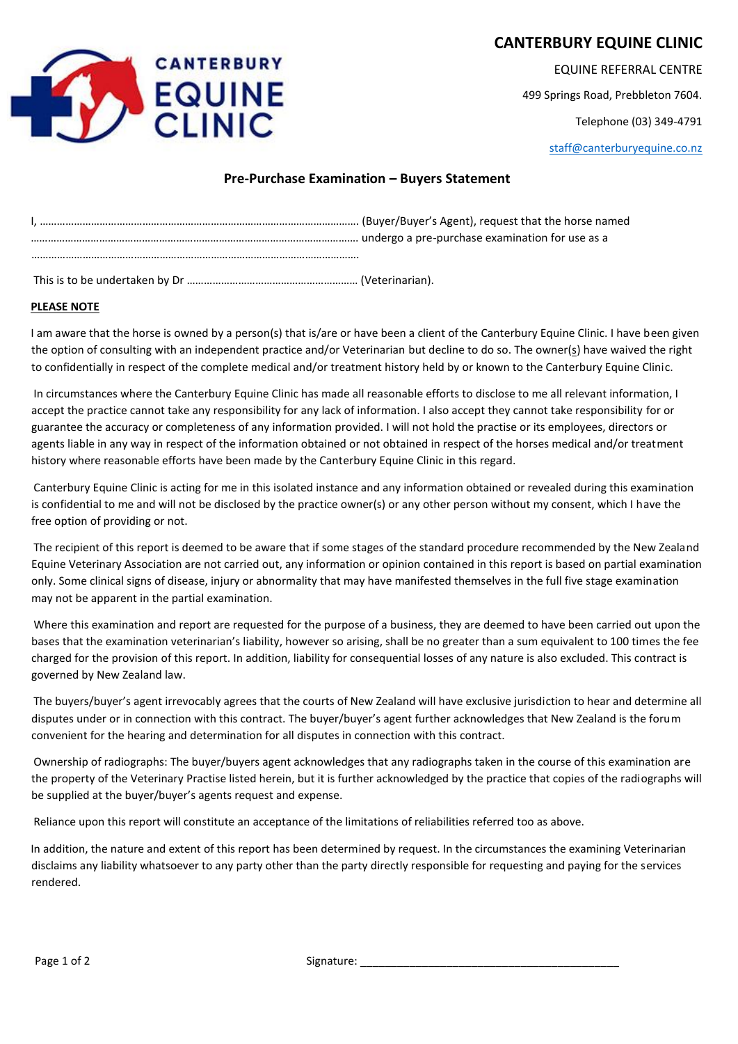# CANTERBURY EQUINE CLINIC

EQUINE REFERRAL CENTRE

499 Springs Road, Prebbleton 7604.

Telephone (03) 349-4791

staff@canterburyequine.co.nz

## Pre-Purchase Examination – Buyers Statement

I, …………………………………………………………………………………………………. (Buyer/Buyer's Agent), request that the horse named …………………………………………………………………………………………………. undergo a pre-purchase examination for use as a ………………………………………………………………………………………………….

This is to be undertaken by Dr …………………………………………………. (Veterinarian).

**PLEASE NOTE**

I am aware that the horse is owned by a person(s) that is/are or have been a client of the Canterbury Equine Clinic. I have been given the option of consulting with an independent practice and/or Veterinarian but decline to do so. The owner(s) have waived the right to confidentially in respect of the complete medical and/or treatment history held by or known to the Canterbury Equine Clinic.

In circumstances where the Canterbury Equine Clinic has made all reasonable efforts to disclose to me all relevant information, I accept the practice cannot take any responsibility for any lack of information. I also accept they cannot take responsibility for or guarantee the accuracy or completeness of any information provided. I will not hold the practise or its employees, directors or agents liable in any way in respect of the information obtained or not obtained in respect of the horses medical and/or treatment history where reasonable efforts have been made by the Canterbury Equine Clinic in this regard.

Canterbury Equine Clinic is acting for me in this isolated instance and any information obtained or revealed during this examination is confidential to me and will not be disclosed by the practice owner(s) or any other person without my consent, which I have the free option of providing or not.

The recipient of this report is deemed to be aware that if some stages of the standard procedure recommended by the New Zealand Equine Veterinary Association are not carried out, any information or opinion contained in this report is based on partial examination only. Some clinical signs of disease, injury or abnormality that may have manifested themselves in the full five stage examination may not be apparent in the partial examination.

Where this examination and report are requested for the purpose of a business, they are deemed to have been carried out upon the bases that the examination veterinarian's liability, however so arising, shall be no greater than a sum equivalent to 100 times the fee charged for the provision of this report. In addition, liability for consequential losses of any nature is also excluded. This contract is governed by New Zealand law.

The buyers/buyer's agent irrevocably agrees that the courts of New Zealand will have exclusive jurisdiction to hear and determine all disputes under or in connection with this contract. The buyer/buyer's agent further acknowledges that New Zealand is the forum convenient for the hearing and determination for all disputes in connection with this contract.

Ownership of radiographs: The buyer/buyers agent acknowledges that any radiographs taken in the course of this examination are the property of the Veterinary Practise listed herein, but it is further acknowledged by the practice that copies of the radiographs will be supplied at the buyer/buyer's agents request and expense.

Reliance upon this report will constitute an acceptance of the limitations of reliabilities referred too as above.

In addition, the nature and extent of this report has been determined by request. In the circumstances the examining Veterinarian disclaims any liability whatsoever to any party other than the party directly responsible for requesting and paying for the services rendered.

Signature: ____________________________________________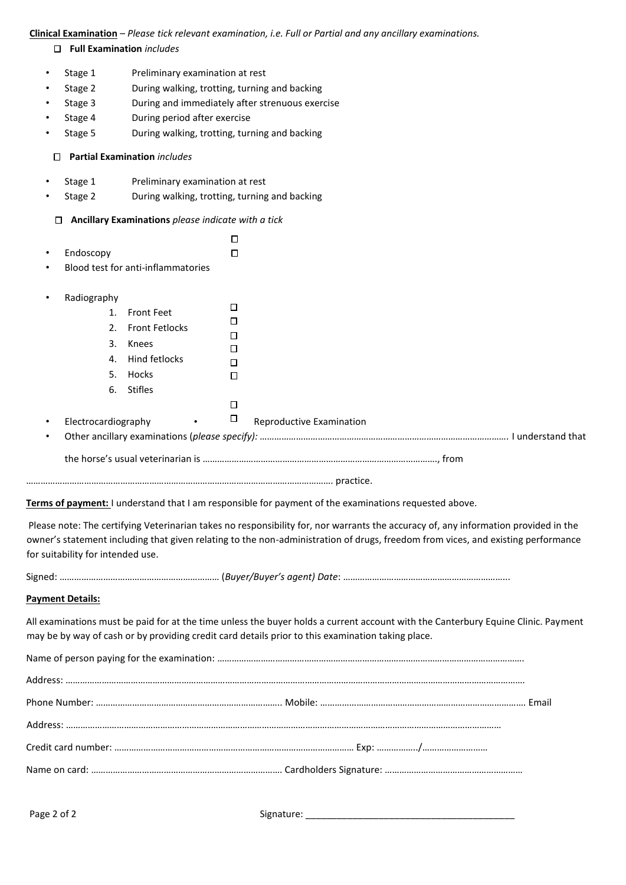**Clinical Examination** – *Please tick relevant examination, i.e. Full or Partial and any ancillary examinations.*

☐ **Full Examination** *includes*

- Stage 1 Preliminary examination at rest
- Stage 2 During walking, trotting, turning and backing
- Stage 3 During and immediately after strenuous exercise
- Stage 4 During period after exercise
- Stage 5 During walking, trotting, turning and backing

☐ **Partial Examination** *includes*

- Stage 1 Preliminary examination at rest
- Stage 2 During walking, trotting, turning and backing

☐ **Ancillary Examinations** *please indicate with a tick*

- Endoscopy ☐
- Blood test for anti-inflammatories ☐
- Radiography
  1. Front Feet ☐
  2. Front Fetlocks ☐
  3. Knees ☐
  4. Hind fetlocks ☐
  5. Hocks ☐
  6. Stifles ☐
- Electrocardiography ☐
- Reproductive Examination ☐
- Other ancillary examinations (*please specify):* ………………………………………………………………………………………… I understand that the horse's usual veterinarian is ……………………………………………………………………………………, from ………………………………………………………………………………………………………… practice.

**Terms of payment:** I understand that I am responsible for payment of the examinations requested above.

Please note: The certifying Veterinarian takes no responsibility for, nor warrants the accuracy of, any information provided in the owner's statement including that given relating to the non-administration of drugs, freedom from vices, and existing performance for suitability for intended use.

Signed: ………………………………………………………… (*Buyer/Buyer's agent) Date*: …………………………………………………………..

**Payment Details:**

All examinations must be paid for at the time unless the buyer holds a current account with the Canterbury Equine Clinic. Payment may be by way of cash or by providing credit card details prior to this examination taking place.

Name of person paying for the examination: …………………………………………………………………………………………………………….

Address: ……………………………………………………………………………………………………………………………………………………………

Phone Number: ………………………………………………………………….. Mobile: ………………………………………………………………………… Email Address: ……………………………………………………………………………………………………………………………………………………

Credit card number: ……………………………………………………………………………………… Exp: ……………../………………………

Name on card: …………………………………………………………………… Cardholders Signature: …………………………………………………

Signature: ________________________________________